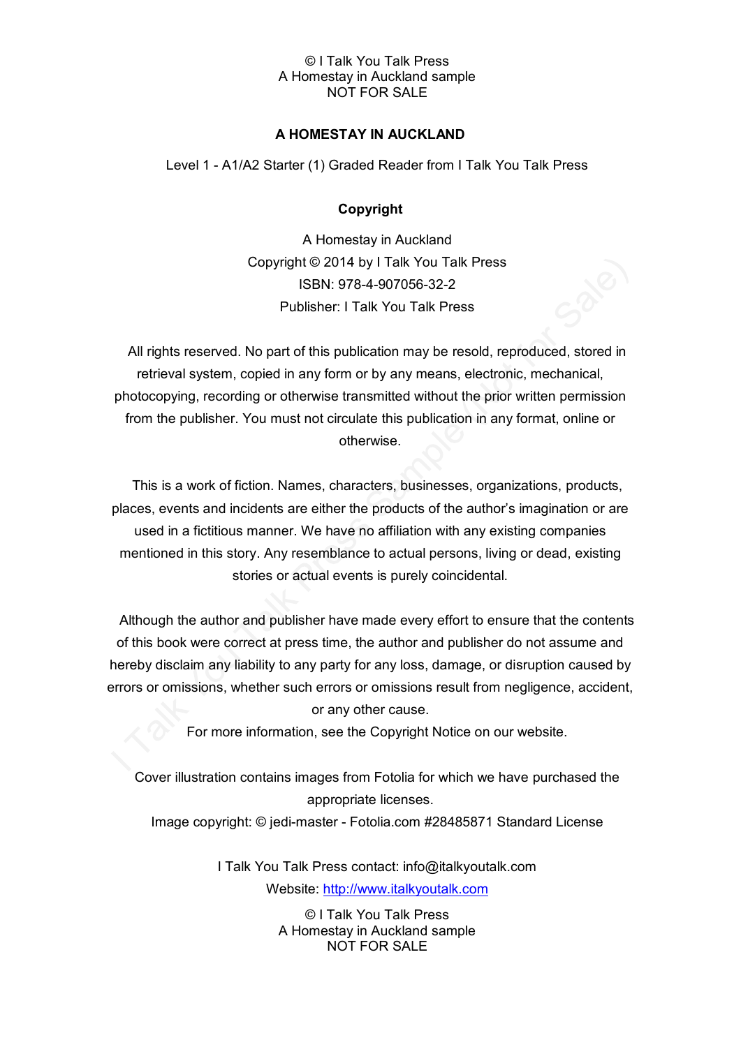# A HOMESTAY IN AUCKLAND

Level 1 - A1/A2 Starter (1) Graded Reader from I Talk You Talk Press

## Copyright

A Homestay in Auckland
Copyright © 2014 by I Talk You Talk Press
ISBN: 978-4-907056-32-2
Publisher: I Talk You Talk Press

All rights reserved. No part of this publication may be resold, reproduced, stored in retrieval system, copied in any form or by any means, electronic, mechanical, photocopying, recording or otherwise transmitted without the prior written permission from the publisher. You must not circulate this publication in any format, online or otherwise.

This is a work of fiction. Names, characters, businesses, organizations, products, places, events and incidents are either the products of the author's imagination or are used in a fictitious manner. We have no affiliation with any existing companies mentioned in this story. Any resemblance to actual persons, living or dead, existing stories or actual events is purely coincidental.

Although the author and publisher have made every effort to ensure that the contents of this book were correct at press time, the author and publisher do not assume and hereby disclaim any liability to any party for any loss, damage, or disruption caused by errors or omissions, whether such errors or omissions result from negligence, accident, or any other cause.
For more information, see the Copyright Notice on our website.

Cover illustration contains images from Fotolia for which we have purchased the appropriate licenses.
Image copyright: © jedi-master - Fotolia.com #28485871 Standard License

I Talk You Talk Press contact: info@italkyoutalk.com
Website: [http://www.italkyoutalk.com](http://www.italkyoutalk.com)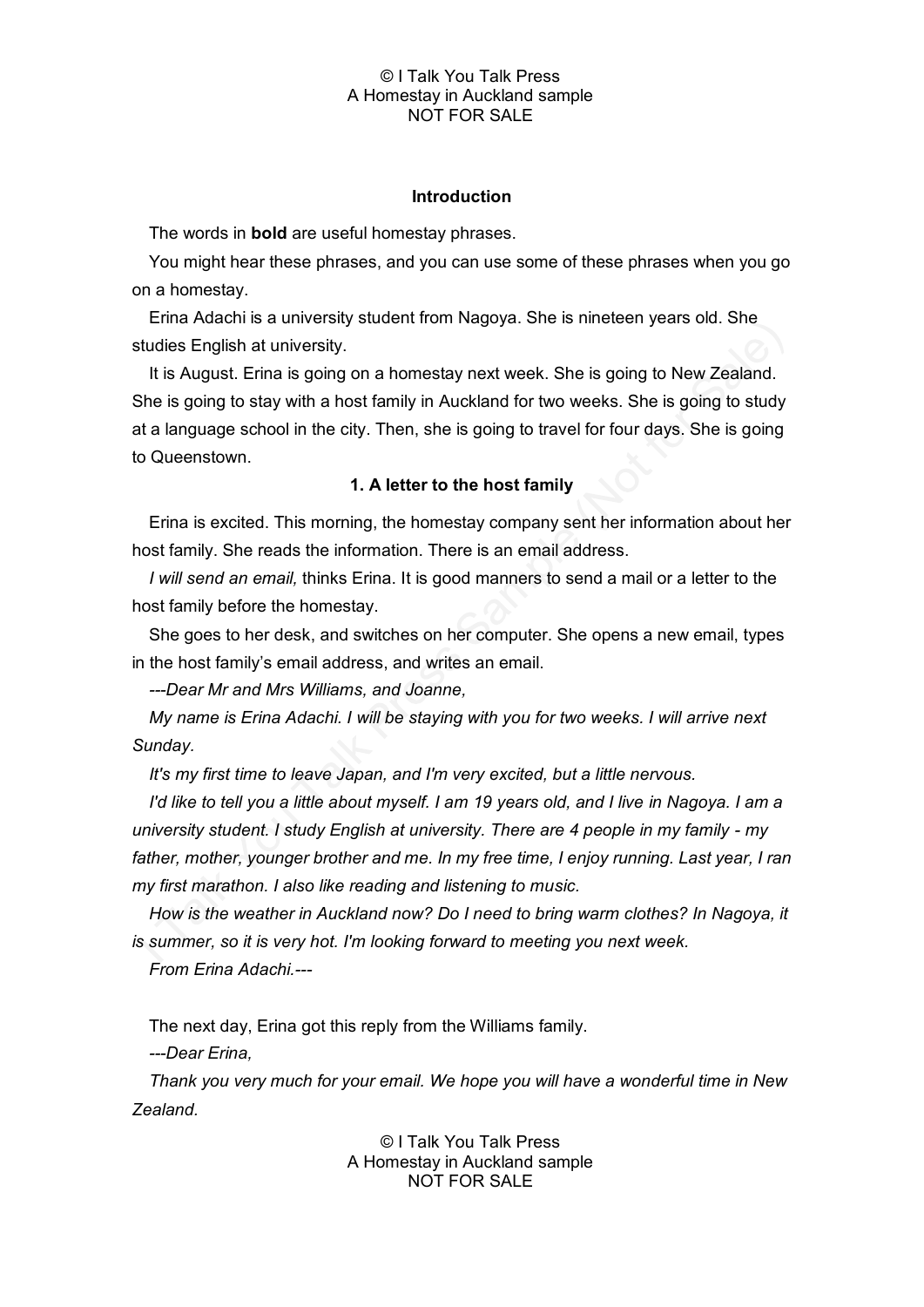## Introduction

The words in **bold** are useful homestay phrases.

You might hear these phrases, and you can use some of these phrases when you go on a homestay.

Erina Adachi is a university student from Nagoya. She is nineteen years old. She studies English at university.

It is August. Erina is going on a homestay next week. She is going to New Zealand. She is going to stay with a host family in Auckland for two weeks. She is going to study at a language school in the city. Then, she is going to travel for four days. She is going to Queenstown.

## 1. A letter to the host family

Erina is excited. This morning, the homestay company sent her information about her host family. She reads the information. There is an email address.

*I will send an email,* thinks Erina. It is good manners to send a mail or a letter to the host family before the homestay.

She goes to her desk, and switches on her computer. She opens a new email, types in the host family's email address, and writes an email.

*---Dear Mr and Mrs Williams, and Joanne,*

*My name is Erina Adachi. I will be staying with you for two weeks. I will arrive next Sunday.*

*It's my first time to leave Japan, and I'm very excited, but a little nervous.*

*I'd like to tell you a little about myself. I am 19 years old, and I live in Nagoya. I am a university student. I study English at university. There are 4 people in my family - my father, mother, younger brother and me. In my free time, I enjoy running. Last year, I ran my first marathon. I also like reading and listening to music.*

*How is the weather in Auckland now? Do I need to bring warm clothes? In Nagoya, it is summer, so it is very hot. I'm looking forward to meeting you next week.*

*From Erina Adachi.---*

The next day, Erina got this reply from the Williams family.

*---Dear Erina,*

*Thank you very much for your email. We hope you will have a wonderful time in New Zealand.*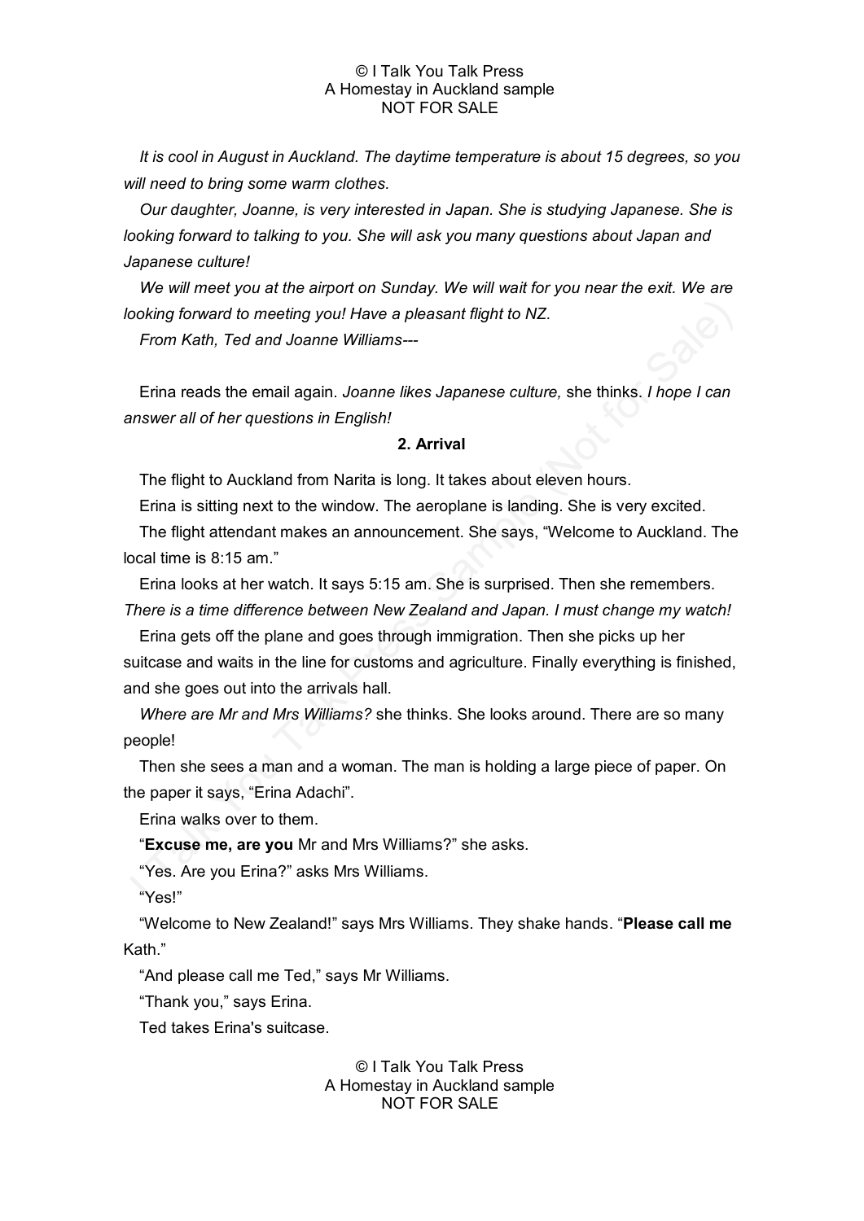*It is cool in August in Auckland. The daytime temperature is about 15 degrees, so you will need to bring some warm clothes.*

*Our daughter, Joanne, is very interested in Japan. She is studying Japanese. She is looking forward to talking to you. She will ask you many questions about Japan and Japanese culture!*

*We will meet you at the airport on Sunday. We will wait for you near the exit. We are looking forward to meeting you! Have a pleasant flight to NZ.*

*From Kath, Ted and Joanne Williams---*

Erina reads the email again. *Joanne likes Japanese culture,* she thinks. *I hope I can answer all of her questions in English!*

## 2. Arrival

The flight to Auckland from Narita is long. It takes about eleven hours.

Erina is sitting next to the window. The aeroplane is landing. She is very excited.

The flight attendant makes an announcement. She says, "Welcome to Auckland. The local time is 8:15 am."

Erina looks at her watch. It says 5:15 am. She is surprised. Then she remembers. *There is a time difference between New Zealand and Japan. I must change my watch!*

Erina gets off the plane and goes through immigration. Then she picks up her suitcase and waits in the line for customs and agriculture. Finally everything is finished, and she goes out into the arrivals hall.

*Where are Mr and Mrs Williams?* she thinks. She looks around. There are so many people!

Then she sees a man and a woman. The man is holding a large piece of paper. On the paper it says, "Erina Adachi".

Erina walks over to them.

"**Excuse me, are you** Mr and Mrs Williams?" she asks.

"Yes. Are you Erina?" asks Mrs Williams.

"Yes!"

"Welcome to New Zealand!" says Mrs Williams. They shake hands. "**Please call me** Kath."

"And please call me Ted," says Mr Williams.

"Thank you," says Erina.

Ted takes Erina's suitcase.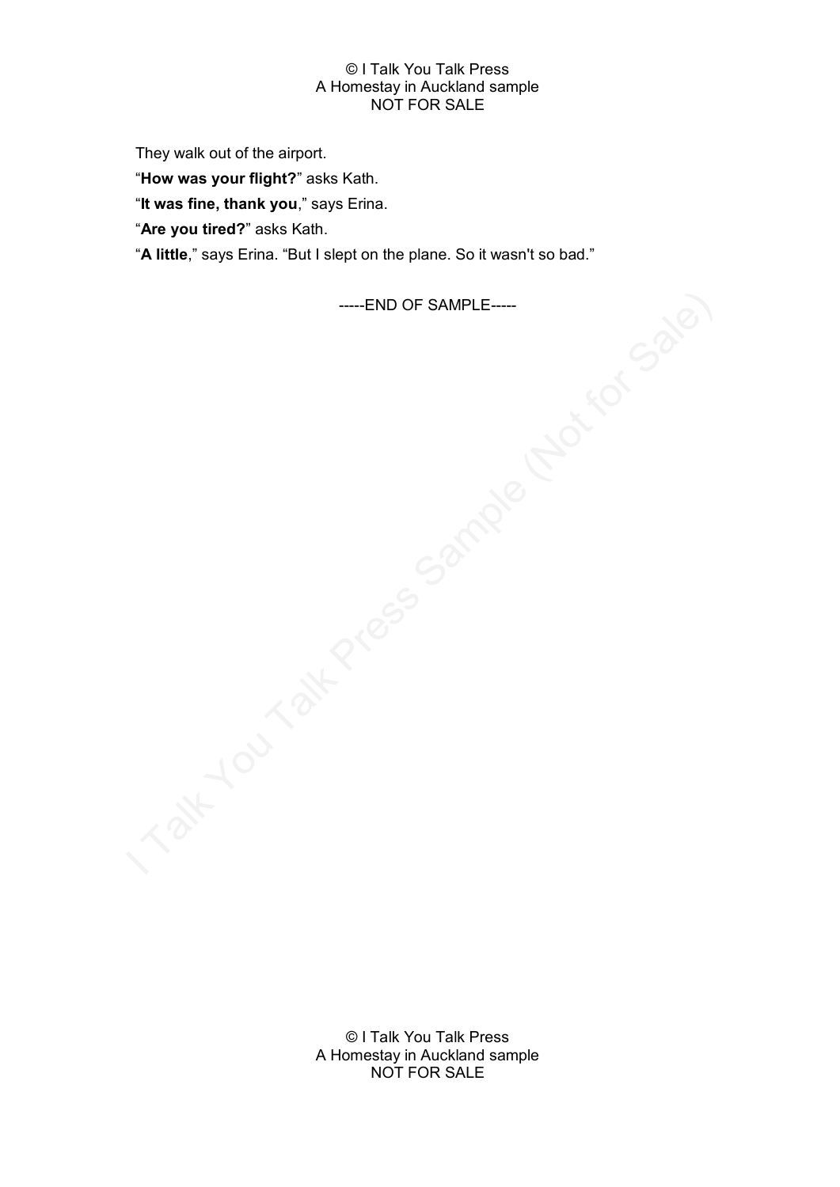They walk out of the airport.

"**How was your flight?**" asks Kath.

"**It was fine, thank you**," says Erina.

"**Are you tired?**" asks Kath.

"**A little**," says Erina. "But I slept on the plane. So it wasn't so bad."

-----END OF SAMPLE-----